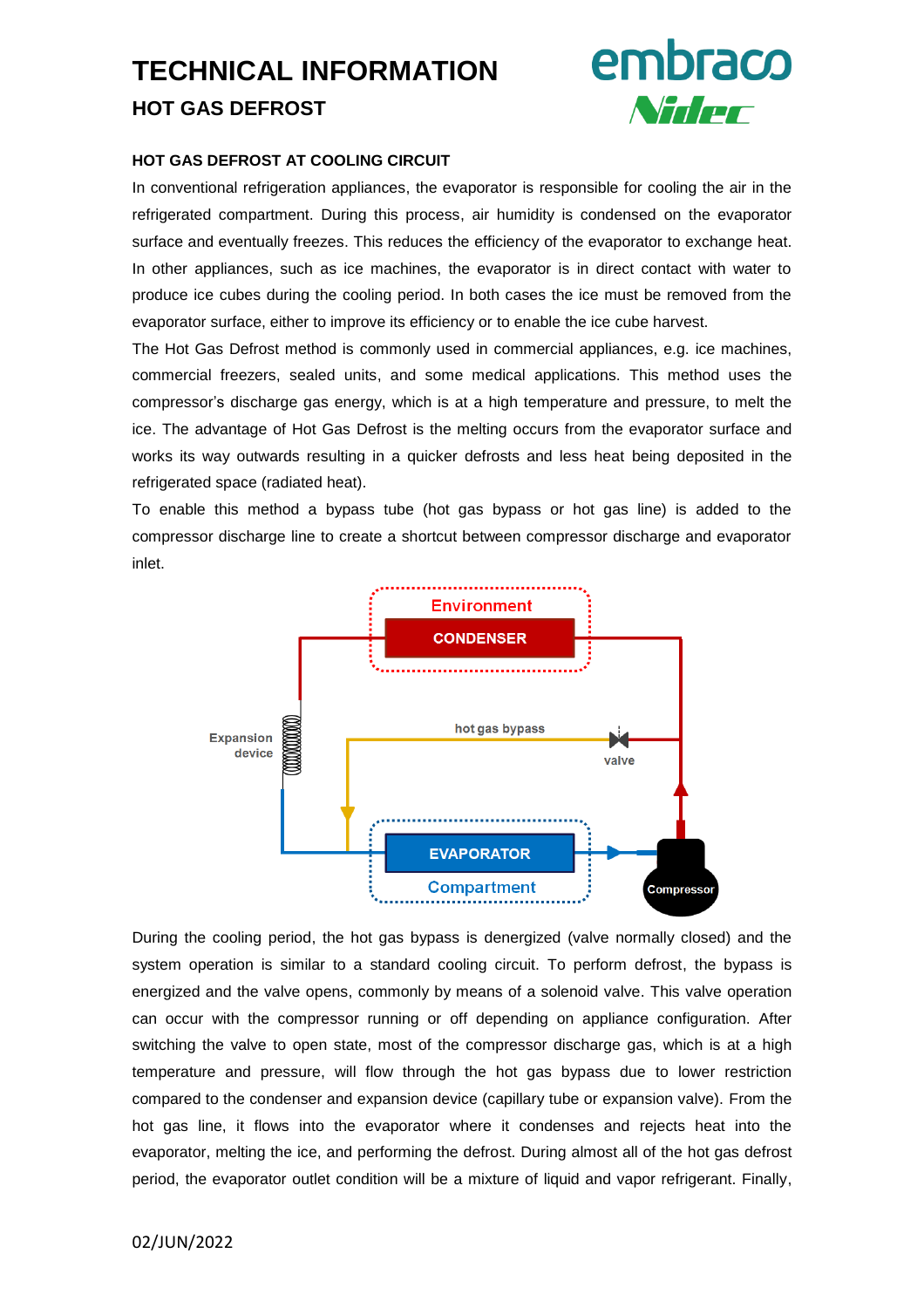# TECHNICAL INFORMATION

## HOT GAS DEFROST

### HOT GAS DEFROST AT COOLING CIRCUIT

In conventional refrigeration appliances, the evaporator is responsible for cooling the air in the refrigerated compartment. During this process, air humidity is condensed on the evaporator surface and eventually freezes. This reduces the efficiency of the evaporator to exchange heat. In other appliances, such as ice machines, the evaporator is in direct contact with water to produce ice cubes during the cooling period. In both cases the ice must be removed from the evaporator surface, either to improve its efficiency or to enable the ice cube harvest.

The Hot Gas Defrost method is commonly used in commercial appliances, e.g. ice machines, commercial freezers, sealed units, and some medical applications. This method uses the compressor's discharge gas energy, which is at a high temperature and pressure, to melt the ice. The advantage of Hot Gas Defrost is the melting occurs from the evaporator surface and works its way outwards resulting in a quicker defrosts and less heat being deposited in the refrigerated space (radiated heat).

To enable this method a bypass tube (hot gas bypass or hot gas line) is added to the compressor discharge line to create a shortcut between compressor discharge and evaporator inlet.

During the cooling period, the hot gas bypass is denergized (valve normally closed) and the system operation is similar to a standard cooling circuit. To perform defrost, the bypass is energized and the valve opens, commonly by means of a solenoid valve. This valve operation can occur with the compressor running or off depending on appliance configuration. After switching the valve to open state, most of the compressor discharge gas, which is at a high temperature and pressure, will flow through the hot gas bypass due to lower restriction compared to the condenser and expansion device (capillary tube or expansion valve). From the hot gas line, it flows into the evaporator where it condenses and rejects heat into the evaporator, melting the ice, and performing the defrost. During almost all of the hot gas defrost period, the evaporator outlet condition will be a mixture of liquid and vapor refrigerant. Finally,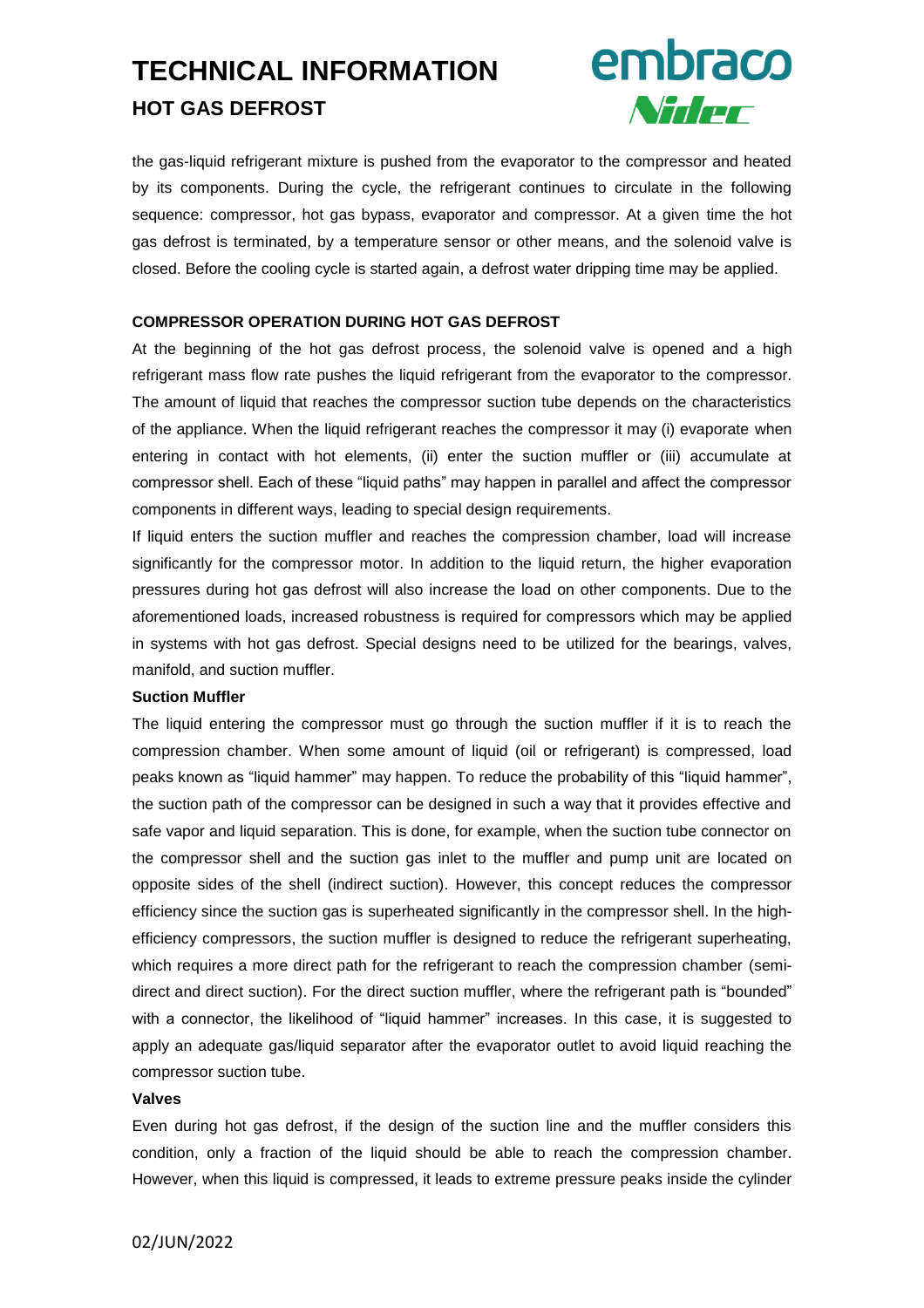the gas-liquid refrigerant mixture is pushed from the evaporator to the compressor and heated by its components. During the cycle, the refrigerant continues to circulate in the following sequence: compressor, hot gas bypass, evaporator and compressor. At a given time the hot gas defrost is terminated, by a temperature sensor or other means, and the solenoid valve is closed. Before the cooling cycle is started again, a defrost water dripping time may be applied.

## COMPRESSOR OPERATION DURING HOT GAS DEFROST

At the beginning of the hot gas defrost process, the solenoid valve is opened and a high refrigerant mass flow rate pushes the liquid refrigerant from the evaporator to the compressor. The amount of liquid that reaches the compressor suction tube depends on the characteristics of the appliance. When the liquid refrigerant reaches the compressor it may (i) evaporate when entering in contact with hot elements, (ii) enter the suction muffler or (iii) accumulate at compressor shell. Each of these "liquid paths" may happen in parallel and affect the compressor components in different ways, leading to special design requirements.

If liquid enters the suction muffler and reaches the compression chamber, load will increase significantly for the compressor motor. In addition to the liquid return, the higher evaporation pressures during hot gas defrost will also increase the load on other components. Due to the aforementioned loads, increased robustness is required for compressors which may be applied in systems with hot gas defrost. Special designs need to be utilized for the bearings, valves, manifold, and suction muffler.

### Suction Muffler

The liquid entering the compressor must go through the suction muffler if it is to reach the compression chamber. When some amount of liquid (oil or refrigerant) is compressed, load peaks known as "liquid hammer" may happen. To reduce the probability of this "liquid hammer", the suction path of the compressor can be designed in such a way that it provides effective and safe vapor and liquid separation. This is done, for example, when the suction tube connector on the compressor shell and the suction gas inlet to the muffler and pump unit are located on opposite sides of the shell (indirect suction). However, this concept reduces the compressor efficiency since the suction gas is superheated significantly in the compressor shell. In the high-efficiency compressors, the suction muffler is designed to reduce the refrigerant superheating, which requires a more direct path for the refrigerant to reach the compression chamber (semi-direct and direct suction). For the direct suction muffler, where the refrigerant path is "bounded" with a connector, the likelihood of "liquid hammer" increases. In this case, it is suggested to apply an adequate gas/liquid separator after the evaporator outlet to avoid liquid reaching the compressor suction tube.

### Valves

Even during hot gas defrost, if the design of the suction line and the muffler considers this condition, only a fraction of the liquid should be able to reach the compression chamber. However, when this liquid is compressed, it leads to extreme pressure peaks inside the cylinder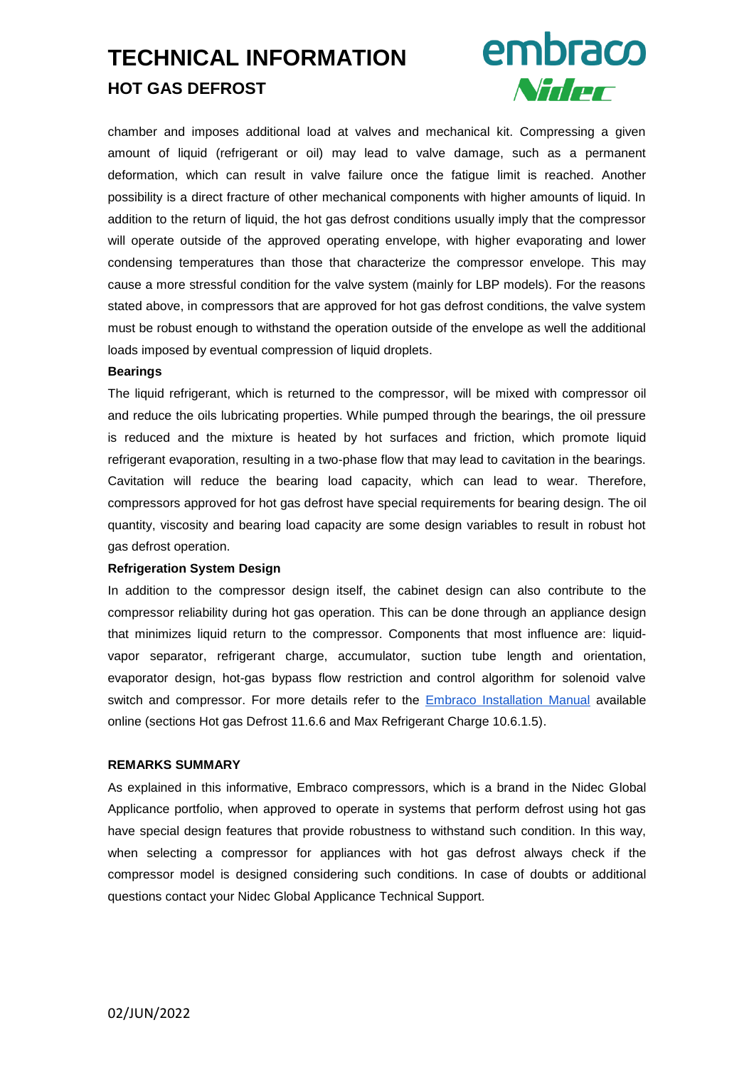chamber and imposes additional load at valves and mechanical kit. Compressing a given amount of liquid (refrigerant or oil) may lead to valve damage, such as a permanent deformation, which can result in valve failure once the fatigue limit is reached. Another possibility is a direct fracture of other mechanical components with higher amounts of liquid. In addition to the return of liquid, the hot gas defrost conditions usually imply that the compressor will operate outside of the approved operating envelope, with higher evaporating and lower condensing temperatures than those that characterize the compressor envelope. This may cause a more stressful condition for the valve system (mainly for LBP models). For the reasons stated above, in compressors that are approved for hot gas defrost conditions, the valve system must be robust enough to withstand the operation outside of the envelope as well the additional loads imposed by eventual compression of liquid droplets.

**Bearings**

The liquid refrigerant, which is returned to the compressor, will be mixed with compressor oil and reduce the oils lubricating properties. While pumped through the bearings, the oil pressure is reduced and the mixture is heated by hot surfaces and friction, which promote liquid refrigerant evaporation, resulting in a two-phase flow that may lead to cavitation in the bearings. Cavitation will reduce the bearing load capacity, which can lead to wear. Therefore, compressors approved for hot gas defrost have special requirements for bearing design. The oil quantity, viscosity and bearing load capacity are some design variables to result in robust hot gas defrost operation.

**Refrigeration System Design**

In addition to the compressor design itself, the cabinet design can also contribute to the compressor reliability during hot gas operation. This can be done through an appliance design that minimizes liquid return to the compressor. Components that most influence are: liquid-vapor separator, refrigerant charge, accumulator, suction tube length and orientation, evaporator design, hot-gas bypass flow restriction and control algorithm for solenoid valve switch and compressor. For more details refer to the Embraco Installation Manual available online (sections Hot gas Defrost 11.6.6 and Max Refrigerant Charge 10.6.1.5).

**REMARKS SUMMARY**

As explained in this informative, Embraco compressors, which is a brand in the Nidec Global Applicance portfolio, when approved to operate in systems that perform defrost using hot gas have special design features that provide robustness to withstand such condition. In this way, when selecting a compressor for appliances with hot gas defrost always check if the compressor model is designed considering such conditions. In case of doubts or additional questions contact your Nidec Global Applicance Technical Support.

02/JUN/2022